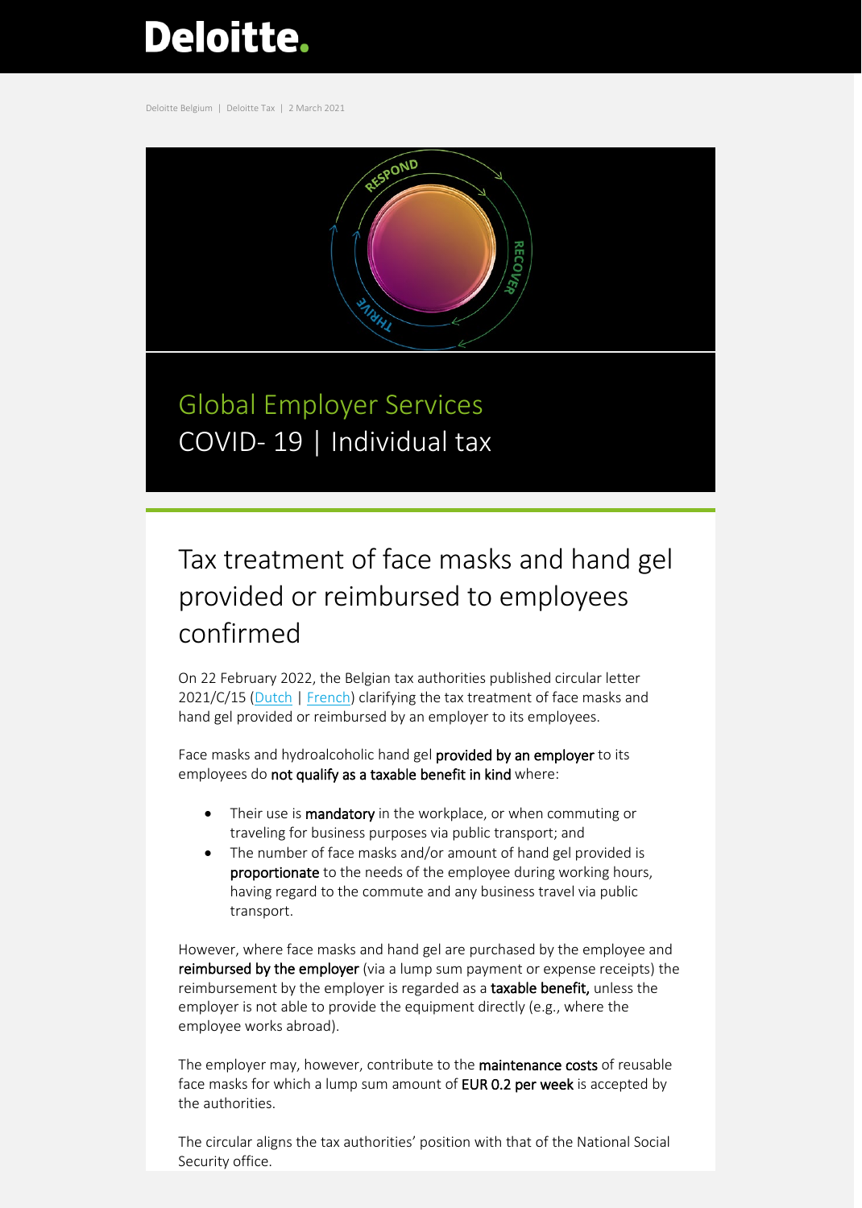Deloitte Belgium | Deloitte Tax | 2 March 2021

## Global Employer Services

COVID- 19 | Individual tax

# Tax treatment of face masks and hand gel provided or reimbursed to employees confirmed

On 22 February 2022, the Belgian tax authorities published circular letter 2021/C/15 (Dutch | French) clarifying the tax treatment of face masks and hand gel provided or reimbursed by an employer to its employees.

Face masks and hydroalcoholic hand gel **provided by an employer** to its employees do **not qualify as a taxable benefit in kind** where:

- Their use is **mandatory** in the workplace, or when commuting or traveling for business purposes via public transport; and
- The number of face masks and/or amount of hand gel provided is **proportionate** to the needs of the employee during working hours, having regard to the commute and any business travel via public transport.

However, where face masks and hand gel are purchased by the employee and **reimbursed by the employer** (via a lump sum payment or expense receipts) the reimbursement by the employer is regarded as a **taxable benefit,** unless the employer is not able to provide the equipment directly (e.g., where the employee works abroad).

The employer may, however, contribute to the **maintenance costs** of reusable face masks for which a lump sum amount of **EUR 0.2 per week** is accepted by the authorities.

The circular aligns the tax authorities' position with that of the National Social Security office.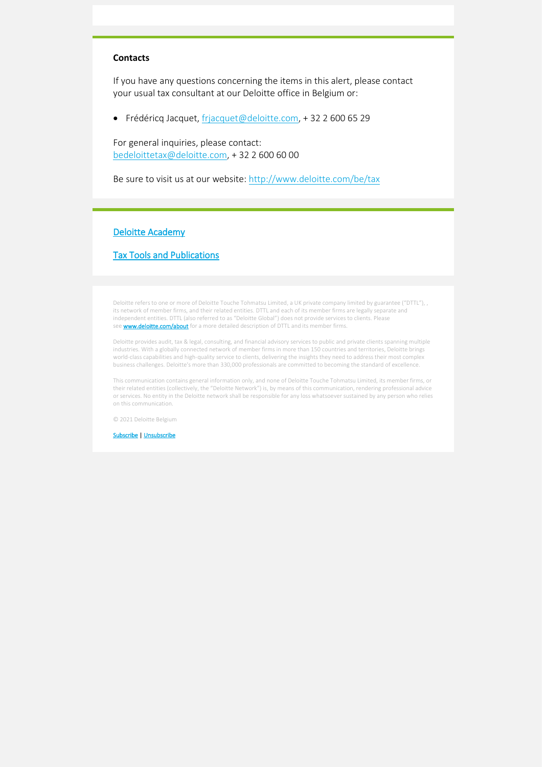**Contacts**

If you have any questions concerning the items in this alert, please contact your usual tax consultant at our Deloitte office in Belgium or:

- Frédéricq Jacquet, frjacquet@deloitte.com, + 32 2 600 65 29

For general inquiries, please contact:
bedeloittetax@deloitte.com, + 32 2 600 60 00

Be sure to visit us at our website: http://www.deloitte.com/be/tax

Deloitte Academy

Tax Tools and Publications

Deloitte refers to one or more of Deloitte Touche Tohmatsu Limited, a UK private company limited by guarantee ("DTTL"), , its network of member firms, and their related entities. DTTL and each of its member firms are legally separate and independent entities. DTTL (also referred to as "Deloitte Global") does not provide services to clients. Please see www.deloitte.com/about for a more detailed description of DTTL and its member firms.

Deloitte provides audit, tax & legal, consulting, and financial advisory services to public and private clients spanning multiple industries. With a globally connected network of member firms in more than 150 countries and territories, Deloitte brings world-class capabilities and high-quality service to clients, delivering the insights they need to address their most complex business challenges. Deloitte's more than 330,000 professionals are committed to becoming the standard of excellence.

This communication contains general information only, and none of Deloitte Touche Tohmatsu Limited, its member firms, or their related entities (collectively, the "Deloitte Network") is, by means of this communication, rendering professional advice or services. No entity in the Deloitte network shall be responsible for any loss whatsoever sustained by any person who relies on this communication.

© 2021 Deloitte Belgium

Subscribe | Unsubscribe